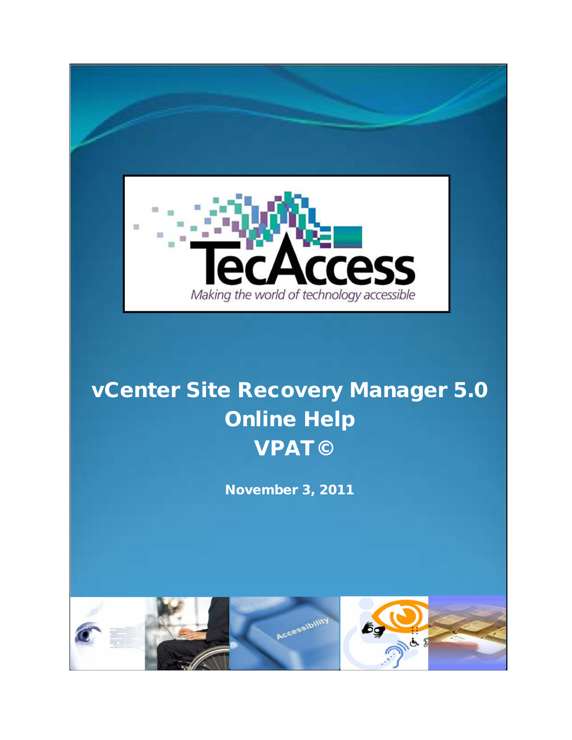TecAccess

*Making the world of technology accessible*

# vCenter Site Recovery Manager 5.0 Online Help VPAT©

**November 3, 2011**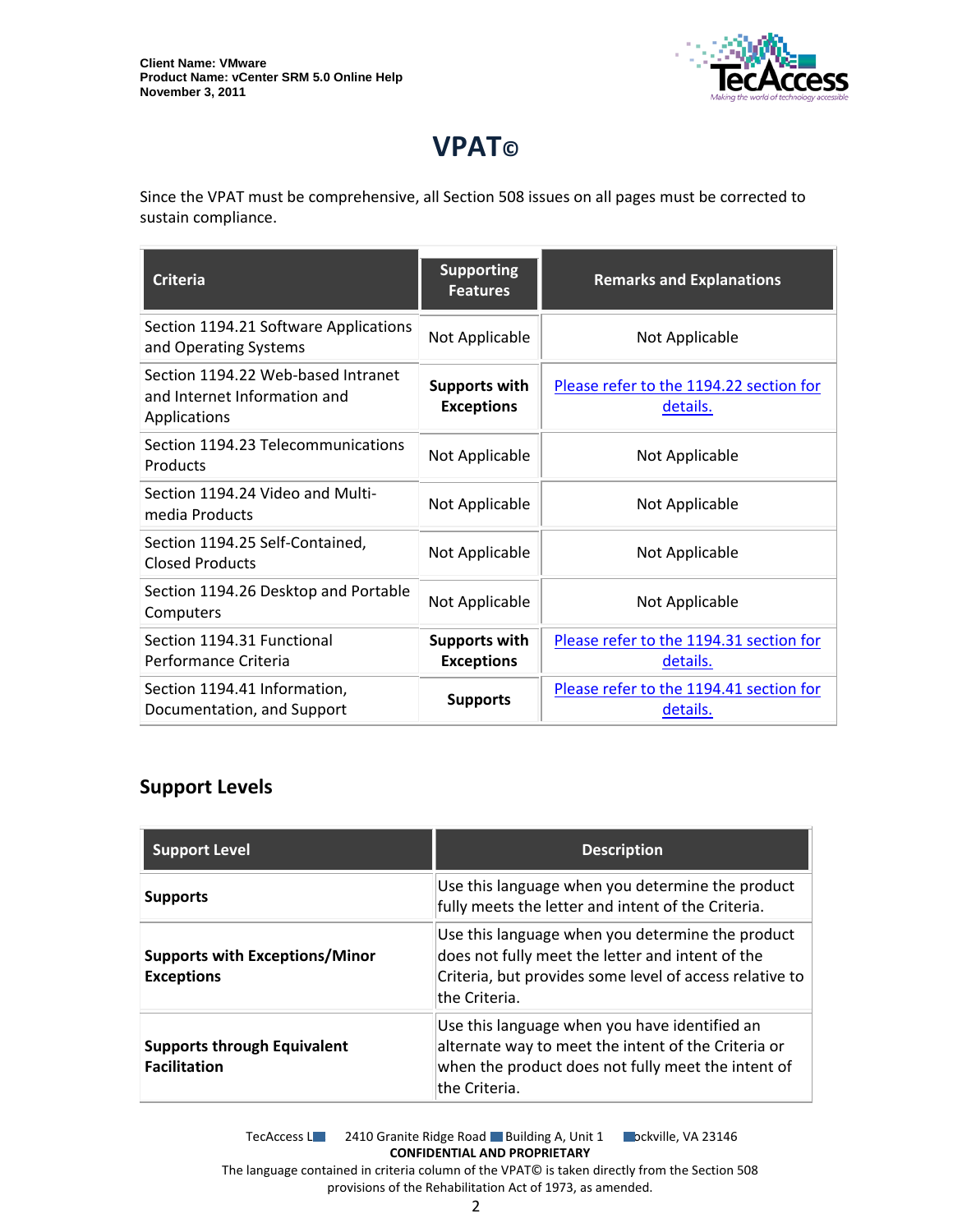# VPAT©

Since the VPAT must be comprehensive, all Section 508 issues on all pages must be corrected to sustain compliance.

| Criteria | Supporting Features | Remarks and Explanations |
|---|---|---|
| Section 1194.21 Software Applications and Operating Systems | Not Applicable | Not Applicable |
| Section 1194.22 Web-based Intranet and Internet Information and Applications | **Supports with Exceptions** | Please refer to the 1194.22 section for details. |
| Section 1194.23 Telecommunications Products | Not Applicable | Not Applicable |
| Section 1194.24 Video and Multi-media Products | Not Applicable | Not Applicable |
| Section 1194.25 Self-Contained, Closed Products | Not Applicable | Not Applicable |
| Section 1194.26 Desktop and Portable Computers | Not Applicable | Not Applicable |
| Section 1194.31 Functional Performance Criteria | **Supports with Exceptions** | Please refer to the 1194.31 section for details. |
| Section 1194.41 Information, Documentation, and Support | **Supports** | Please refer to the 1194.41 section for details. |

## Support Levels

| Support Level | Description |
|---|---|
| **Supports** | Use this language when you determine the product fully meets the letter and intent of the Criteria. |
| **Supports with Exceptions/Minor Exceptions** | Use this language when you determine the product does not fully meet the letter and intent of the Criteria, but provides some level of access relative to the Criteria. |
| **Supports through Equivalent Facilitation** | Use this language when you have identified an alternate way to meet the intent of the Criteria or when the product does not fully meet the intent of the Criteria. |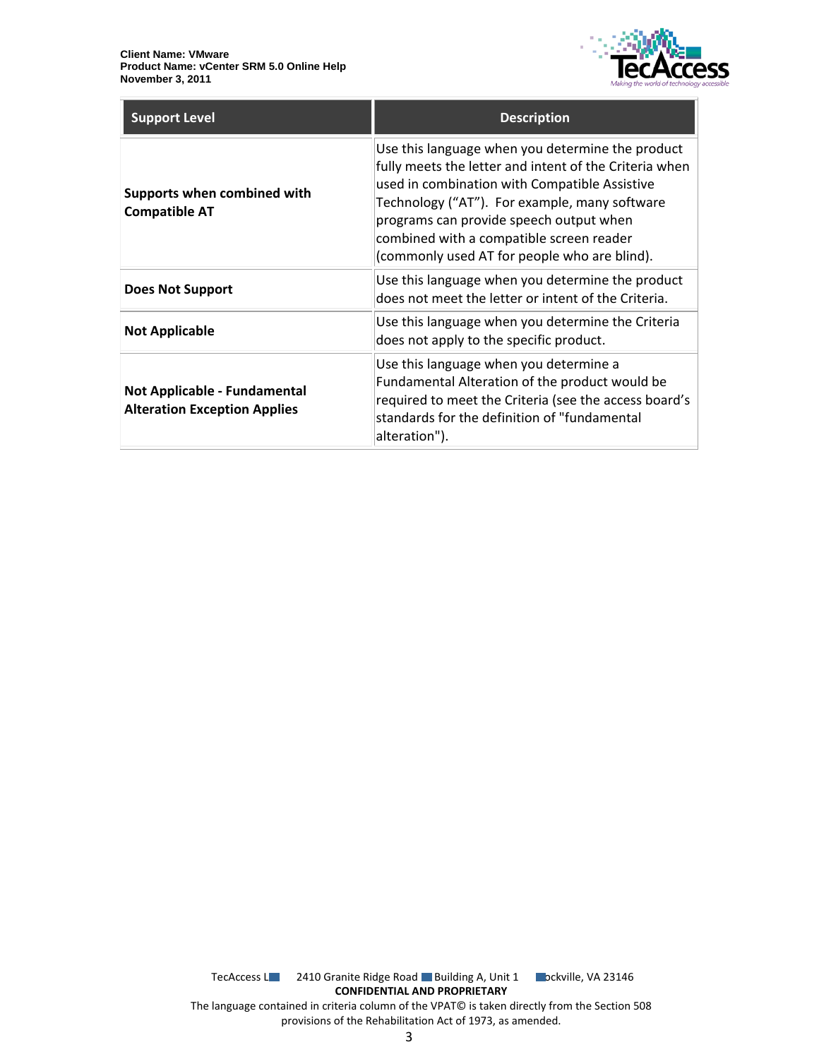| Support Level | Description |
|---|---|
| **Supports when combined with Compatible AT** | Use this language when you determine the product fully meets the letter and intent of the Criteria when used in combination with Compatible Assistive Technology (“AT”). For example, many software programs can provide speech output when combined with a compatible screen reader (commonly used AT for people who are blind). |
| **Does Not Support** | Use this language when you determine the product does not meet the letter or intent of the Criteria. |
| **Not Applicable** | Use this language when you determine the Criteria does not apply to the specific product. |
| **Not Applicable - Fundamental Alteration Exception Applies** | Use this language when you determine a Fundamental Alteration of the product would be required to meet the Criteria (see the access board’s standards for the definition of "fundamental alteration"). |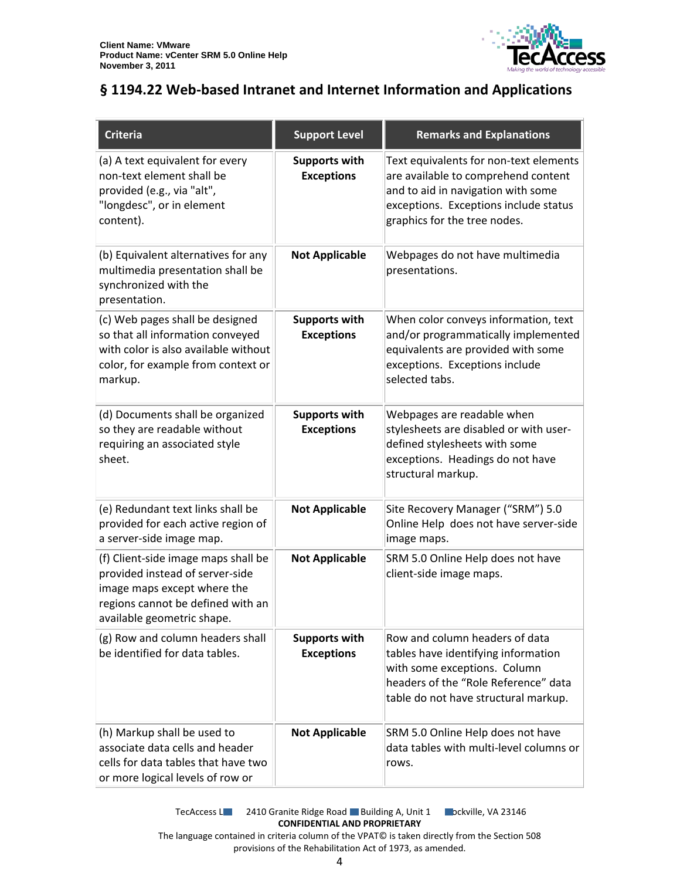## § 1194.22 Web-based Intranet and Internet Information and Applications

| Criteria | Support Level | Remarks and Explanations |
| --- | --- | --- |
| (a) A text equivalent for every non-text element shall be provided (e.g., via "alt", "longdesc", or in element content). | **Supports with Exceptions** | Text equivalents for non-text elements are available to comprehend content and to aid in navigation with some exceptions. Exceptions include status graphics for the tree nodes. |
| (b) Equivalent alternatives for any multimedia presentation shall be synchronized with the presentation. | **Not Applicable** | Webpages do not have multimedia presentations. |
| (c) Web pages shall be designed so that all information conveyed with color is also available without color, for example from context or markup. | **Supports with Exceptions** | When color conveys information, text and/or programmatically implemented equivalents are provided with some exceptions. Exceptions include selected tabs. |
| (d) Documents shall be organized so they are readable without requiring an associated style sheet. | **Supports with Exceptions** | Webpages are readable when stylesheets are disabled or with user-defined stylesheets with some exceptions. Headings do not have structural markup. |
| (e) Redundant text links shall be provided for each active region of a server-side image map. | **Not Applicable** | Site Recovery Manager ("SRM") 5.0 Online Help does not have server-side image maps. |
| (f) Client-side image maps shall be provided instead of server-side image maps except where the regions cannot be defined with an available geometric shape. | **Not Applicable** | SRM 5.0 Online Help does not have client-side image maps. |
| (g) Row and column headers shall be identified for data tables. | **Supports with Exceptions** | Row and column headers of data tables have identifying information with some exceptions. Column headers of the "Role Reference" data table do not have structural markup. |
| (h) Markup shall be used to associate data cells and header cells for data tables that have two or more logical levels of row or | **Not Applicable** | SRM 5.0 Online Help does not have data tables with multi-level columns or rows. |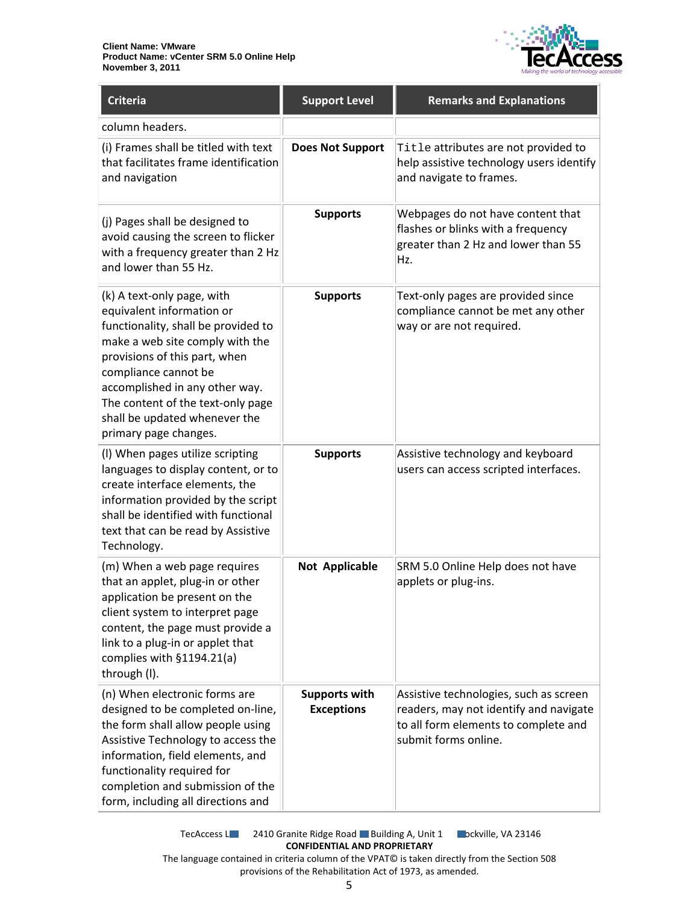| Criteria | Support Level | Remarks and Explanations |
|---|---|---|
| column headers. | | |
| (i) Frames shall be titled with text that facilitates frame identification and navigation | **Does Not Support** | `Title` attributes are not provided to help assistive technology users identify and navigate to frames. |
| (j) Pages shall be designed to avoid causing the screen to flicker with a frequency greater than 2 Hz and lower than 55 Hz. | **Supports** | Webpages do not have content that flashes or blinks with a frequency greater than 2 Hz and lower than 55 Hz. |
| (k) A text-only page, with equivalent information or functionality, shall be provided to make a web site comply with the provisions of this part, when compliance cannot be accomplished in any other way. The content of the text-only page shall be updated whenever the primary page changes. | **Supports** | Text-only pages are provided since compliance cannot be met any other way or are not required. |
| (l) When pages utilize scripting languages to display content, or to create interface elements, the information provided by the script shall be identified with functional text that can be read by Assistive Technology. | **Supports** | Assistive technology and keyboard users can access scripted interfaces. |
| (m) When a web page requires that an applet, plug-in or other application be present on the client system to interpret page content, the page must provide a link to a plug-in or applet that complies with §1194.21(a) through (l). | **Not Applicable** | SRM 5.0 Online Help does not have applets or plug-ins. |
| (n) When electronic forms are designed to be completed on-line, the form shall allow people using Assistive Technology to access the information, field elements, and functionality required for completion and submission of the form, including all directions and | **Supports with Exceptions** | Assistive technologies, such as screen readers, may not identify and navigate to all form elements to complete and submit forms online. |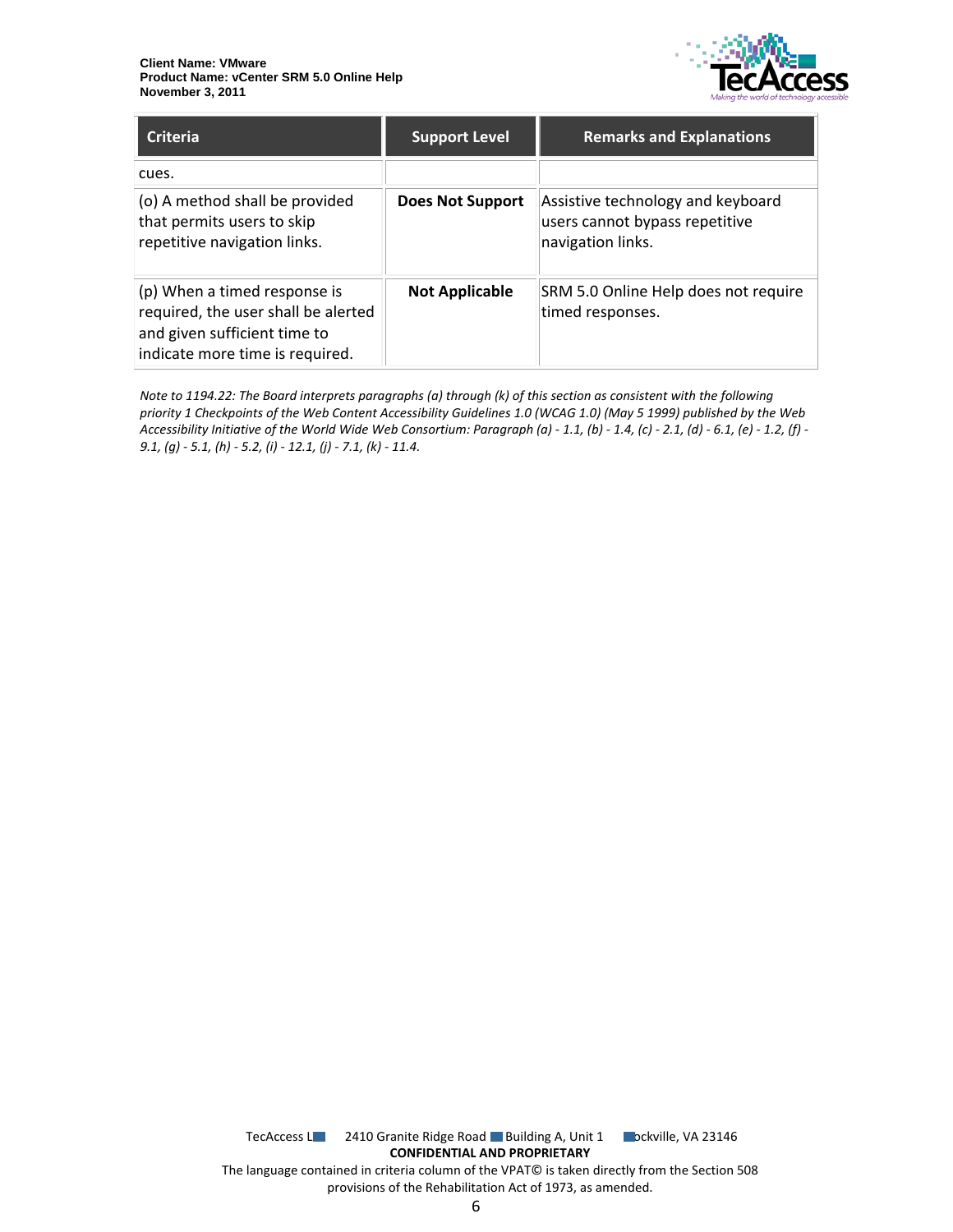| Criteria | Support Level | Remarks and Explanations |
|---|---|---|
| cues. | | |
| (o) A method shall be provided that permits users to skip repetitive navigation links. | **Does Not Support** | Assistive technology and keyboard users cannot bypass repetitive navigation links. |
| (p) When a timed response is required, the user shall be alerted and given sufficient time to indicate more time is required. | **Not Applicable** | SRM 5.0 Online Help does not require timed responses. |

*Note to 1194.22: The Board interprets paragraphs (a) through (k) of this section as consistent with the following priority 1 Checkpoints of the Web Content Accessibility Guidelines 1.0 (WCAG 1.0) (May 5 1999) published by the Web Accessibility Initiative of the World Wide Web Consortium: Paragraph (a) - 1.1, (b) - 1.4, (c) - 2.1, (d) - 6.1, (e) - 1.2, (f) - 9.1, (g) - 5.1, (h) - 5.2, (i) - 12.1, (j) - 7.1, (k) - 11.4.*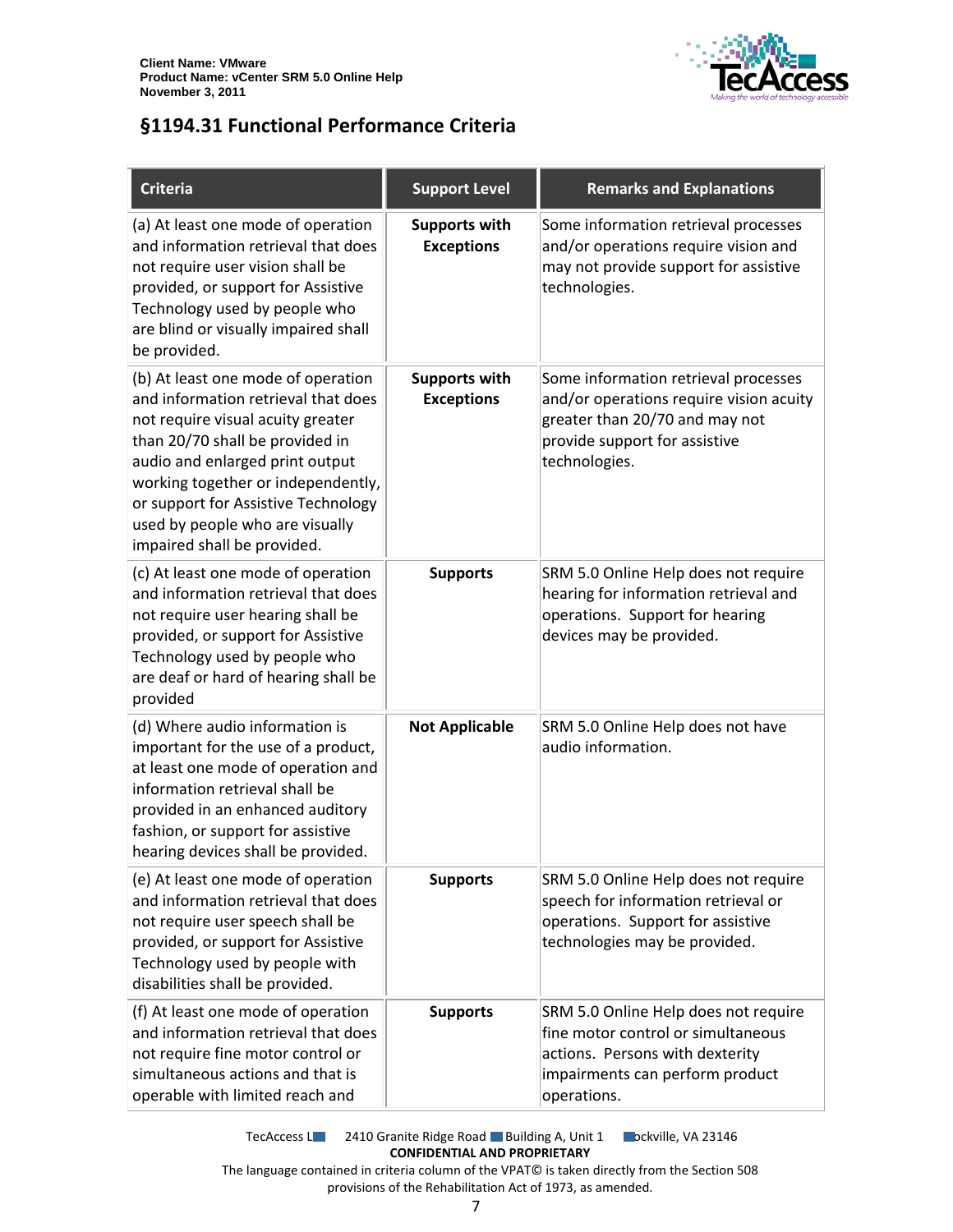## §1194.31 Functional Performance Criteria

| Criteria | Support Level | Remarks and Explanations |
|---|---|---|
| (a) At least one mode of operation and information retrieval that does not require user vision shall be provided, or support for Assistive Technology used by people who are blind or visually impaired shall be provided. | **Supports with Exceptions** | Some information retrieval processes and/or operations require vision and may not provide support for assistive technologies. |
| (b) At least one mode of operation and information retrieval that does not require visual acuity greater than 20/70 shall be provided in audio and enlarged print output working together or independently, or support for Assistive Technology used by people who are visually impaired shall be provided. | **Supports with Exceptions** | Some information retrieval processes and/or operations require vision acuity greater than 20/70 and may not provide support for assistive technologies. |
| (c) At least one mode of operation and information retrieval that does not require user hearing shall be provided, or support for Assistive Technology used by people who are deaf or hard of hearing shall be provided | **Supports** | SRM 5.0 Online Help does not require hearing for information retrieval and operations. Support for hearing devices may be provided. |
| (d) Where audio information is important for the use of a product, at least one mode of operation and information retrieval shall be provided in an enhanced auditory fashion, or support for assistive hearing devices shall be provided. | **Not Applicable** | SRM 5.0 Online Help does not have audio information. |
| (e) At least one mode of operation and information retrieval that does not require user speech shall be provided, or support for Assistive Technology used by people with disabilities shall be provided. | **Supports** | SRM 5.0 Online Help does not require speech for information retrieval or operations. Support for assistive technologies may be provided. |
| (f) At least one mode of operation and information retrieval that does not require fine motor control or simultaneous actions and that is operable with limited reach and | **Supports** | SRM 5.0 Online Help does not require fine motor control or simultaneous actions. Persons with dexterity impairments can perform product operations. |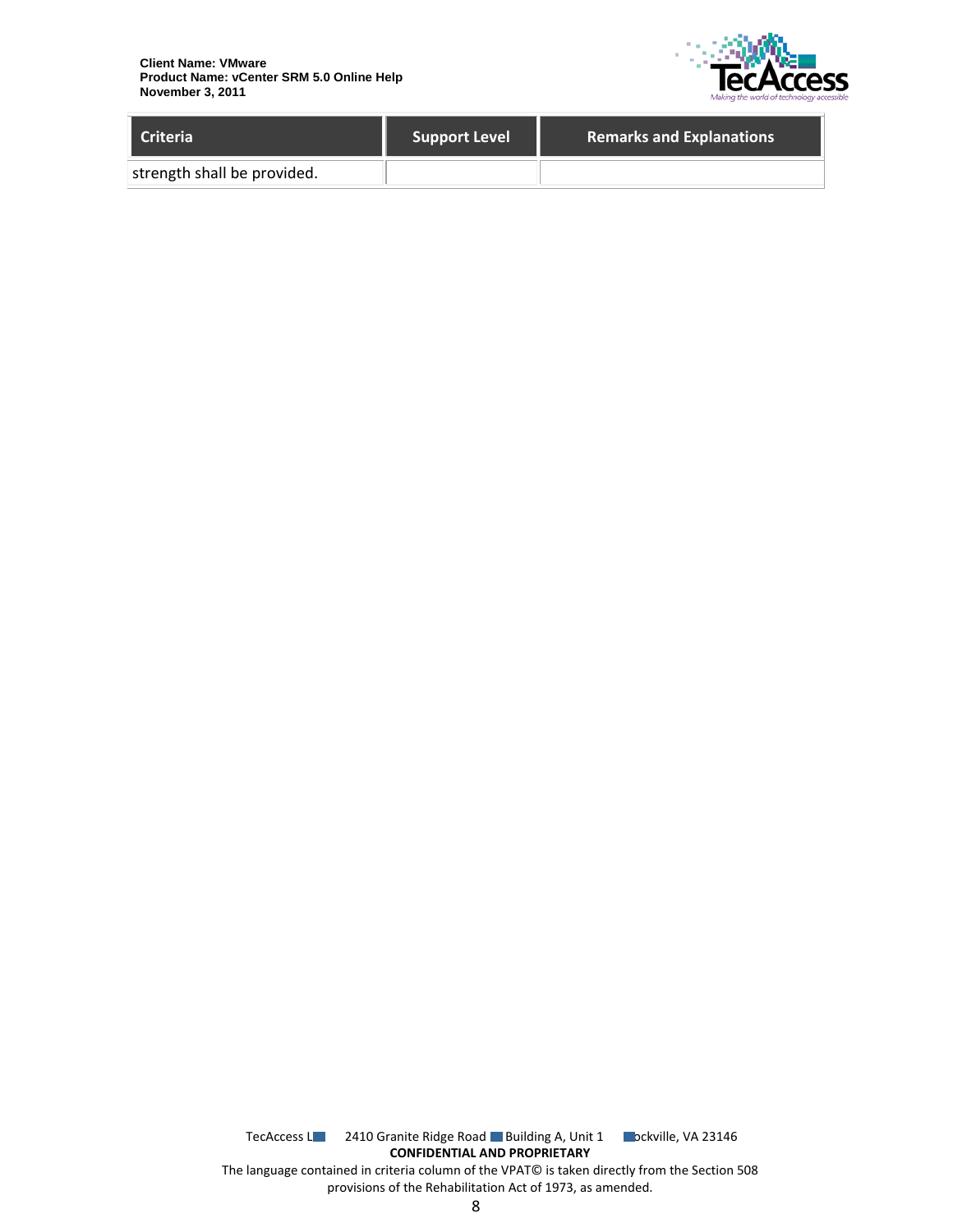| Criteria | Support Level | Remarks and Explanations |
|---|---|---|
| strength shall be provided. | | |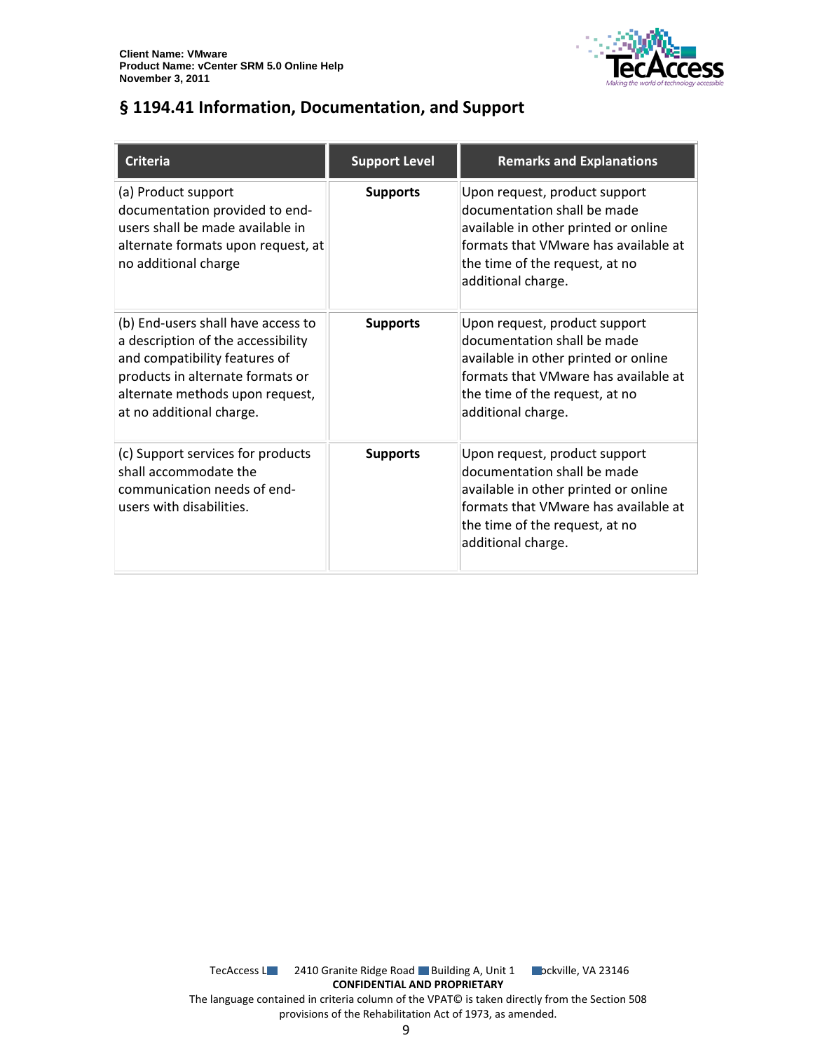## § 1194.41 Information, Documentation, and Support

| Criteria | Support Level | Remarks and Explanations |
| --- | --- | --- |
| (a) Product support documentation provided to end-users shall be made available in alternate formats upon request, at no additional charge | **Supports** | Upon request, product support documentation shall be made available in other printed or online formats that VMware has available at the time of the request, at no additional charge. |
| (b) End-users shall have access to a description of the accessibility and compatibility features of products in alternate formats or alternate methods upon request, at no additional charge. | **Supports** | Upon request, product support documentation shall be made available in other printed or online formats that VMware has available at the time of the request, at no additional charge. |
| (c) Support services for products shall accommodate the communication needs of end-users with disabilities. | **Supports** | Upon request, product support documentation shall be made available in other printed or online formats that VMware has available at the time of the request, at no additional charge. |